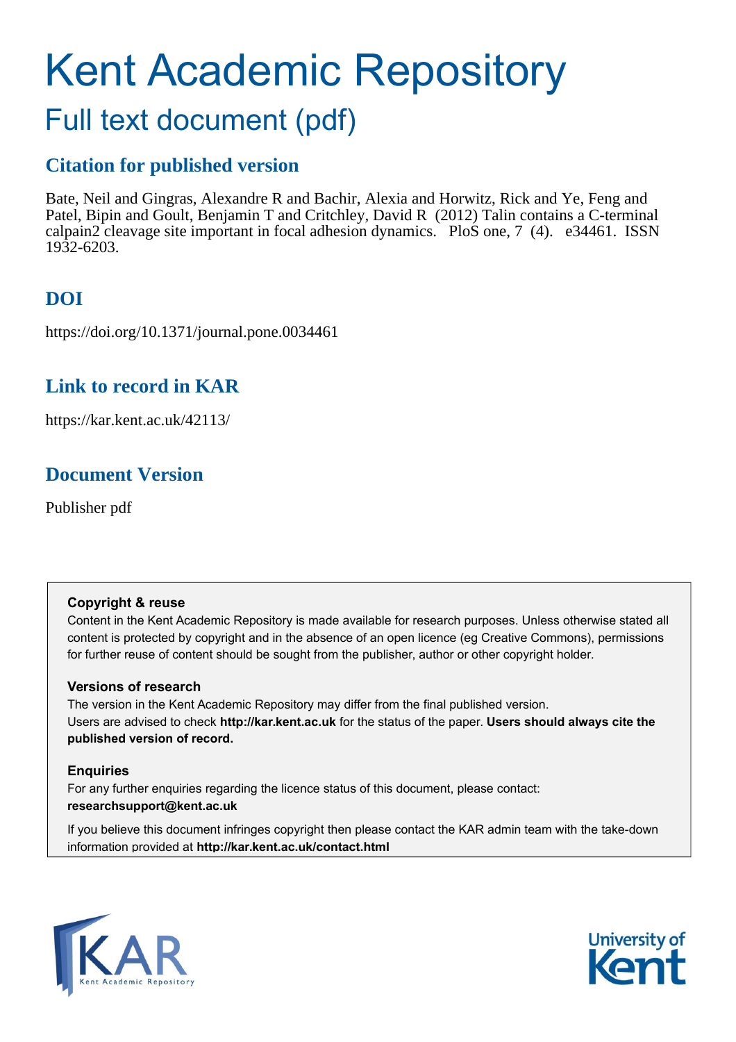# Kent Academic Repository

## Full text document (pdf)

### Citation for published version

Bate, Neil and Gingras, Alexandre R and Bachir, Alexia and Horwitz, Rick and Ye, Feng and Patel, Bipin and Goult, Benjamin T and Critchley, David R (2012) Talin contains a C-terminal calpain2 cleavage site important in focal adhesion dynamics. PloS one, 7 (4). e34461. ISSN 1932-6203.

### DOI

https://doi.org/10.1371/journal.pone.0034461

### Link to record in KAR

https://kar.kent.ac.uk/42113/

### Document Version

Publisher pdf

**Copyright & reuse**

Content in the Kent Academic Repository is made available for research purposes. Unless otherwise stated all content is protected by copyright and in the absence of an open licence (eg Creative Commons), permissions for further reuse of content should be sought from the publisher, author or other copyright holder.

**Versions of research**

The version in the Kent Academic Repository may differ from the final published version.
Users are advised to check **http://kar.kent.ac.uk** for the status of the paper. **Users should always cite the published version of record.**

**Enquiries**

For any further enquiries regarding the licence status of this document, please contact:
**researchsupport@kent.ac.uk**

If you believe this document infringes copyright then please contact the KAR admin team with the take-down information provided at **http://kar.kent.ac.uk/contact.html**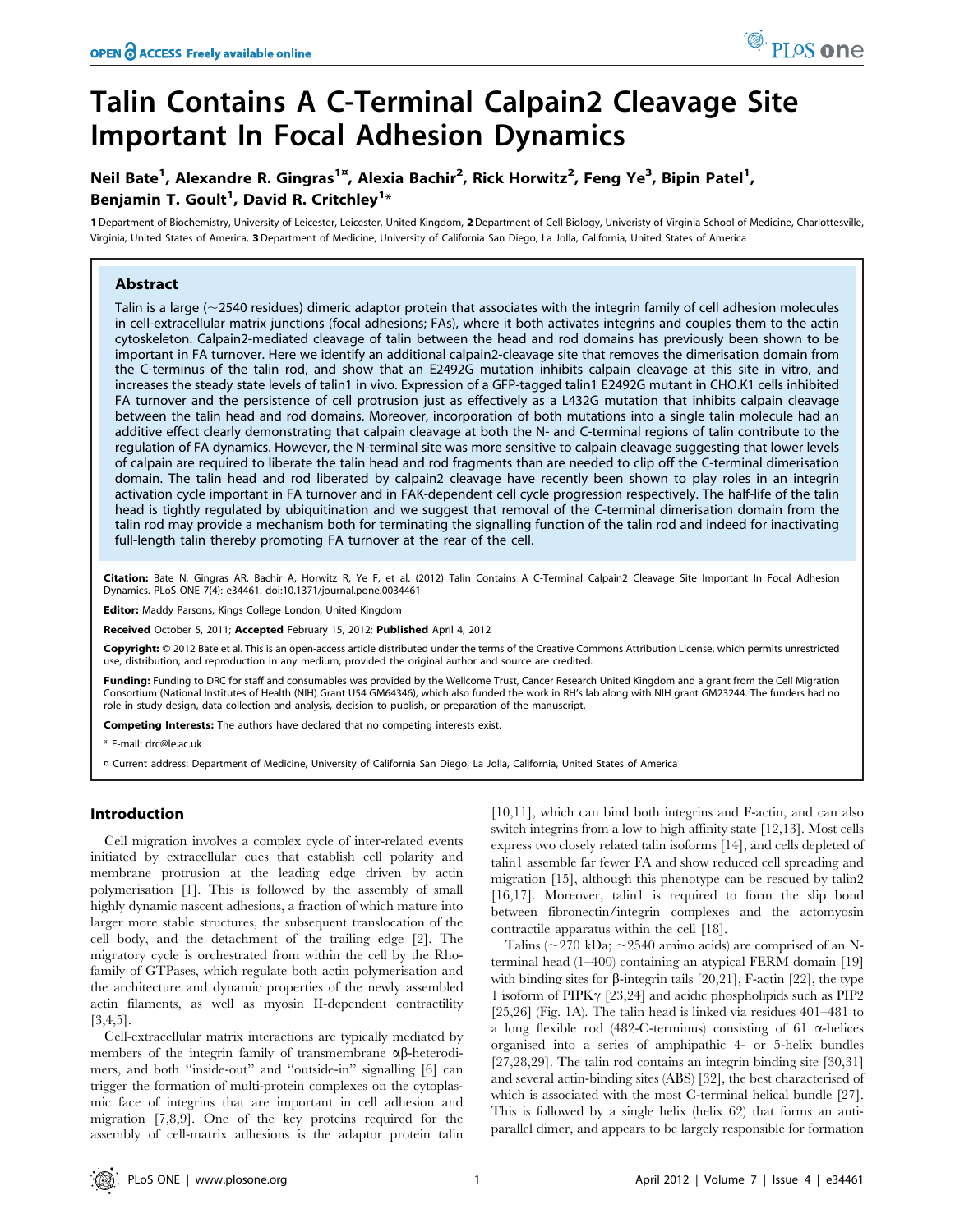# Talin Contains A C-Terminal Calpain2 Cleavage Site Important In Focal Adhesion Dynamics

**Neil Bate[1], Alexandre R. Gingras[1¤], Alexia Bachir[2], Rick Horwitz[2], Feng Ye[3], Bipin Patel[1], Benjamin T. Goult[1], David R. Critchley[1]***

**1** Department of Biochemistry, University of Leicester, Leicester, United Kingdom, **2** Department of Cell Biology, Univeristy of Virginia School of Medicine, Charlottesville, Virginia, United States of America, **3** Department of Medicine, University of California San Diego, La Jolla, California, United States of America

## Abstract

Talin is a large (~2540 residues) dimeric adaptor protein that associates with the integrin family of cell adhesion molecules in cell-extracellular matrix junctions (focal adhesions; FAs), where it both activates integrins and couples them to the actin cytoskeleton. Calpain2-mediated cleavage of talin between the head and rod domains has previously been shown to be important in FA turnover. Here we identify an additional calpain2-cleavage site that removes the dimerisation domain from the C-terminus of the talin rod, and show that an E2492G mutation inhibits calpain cleavage at this site in vitro, and increases the steady state levels of talin1 in vivo. Expression of a GFP-tagged talin1 E2492G mutant in CHO.K1 cells inhibited FA turnover and the persistence of cell protrusion just as effectively as a L432G mutation that inhibits calpain cleavage between the talin head and rod domains. Moreover, incorporation of both mutations into a single talin molecule had an additive effect clearly demonstrating that calpain cleavage at both the N- and C-terminal regions of talin contribute to the regulation of FA dynamics. However, the N-terminal site was more sensitive to calpain cleavage suggesting that lower levels of calpain are required to liberate the talin head and rod fragments than are needed to clip off the C-terminal dimerisation domain. The talin head and rod liberated by calpain2 cleavage have recently been shown to play roles in an integrin activation cycle important in FA turnover and in FAK-dependent cell cycle progression respectively. The half-life of the talin head is tightly regulated by ubiquitination and we suggest that removal of the C-terminal dimerisation domain from the talin rod may provide a mechanism both for terminating the signalling function of the talin rod and indeed for inactivating full-length talin thereby promoting FA turnover at the rear of the cell.

**Citation:** Bate N, Gingras AR, Bachir A, Horwitz R, Ye F, et al. (2012) Talin Contains A C-Terminal Calpain2 Cleavage Site Important In Focal Adhesion Dynamics. PLoS ONE 7(4): e34461. doi:10.1371/journal.pone.0034461

**Editor:** Maddy Parsons, Kings College London, United Kingdom

**Received** October 5, 2011; **Accepted** February 15, 2012; **Published** April 4, 2012

**Copyright:** © 2012 Bate et al. This is an open-access article distributed under the terms of the Creative Commons Attribution License, which permits unrestricted use, distribution, and reproduction in any medium, provided the original author and source are credited.

**Funding:** Funding to DRC for staff and consumables was provided by the Wellcome Trust, Cancer Research United Kingdom and a grant from the Cell Migration Consortium (National Institutes of Health (NIH) Grant U54 GM64346), which also funded the work in RH's lab along with NIH grant GM23244. The funders had no role in study design, data collection and analysis, decision to publish, or preparation of the manuscript.

**Competing Interests:** The authors have declared that no competing interests exist.

* E-mail: drc@le.ac.uk

¤ Current address: Department of Medicine, University of California San Diego, La Jolla, California, United States of America

## Introduction

Cell migration involves a complex cycle of inter-related events initiated by extracellular cues that establish cell polarity and membrane protrusion at the leading edge driven by actin polymerisation [1]. This is followed by the assembly of small highly dynamic nascent adhesions, a fraction of which mature into larger more stable structures, the subsequent translocation of the cell body, and the detachment of the trailing edge [2]. The migratory cycle is orchestrated from within the cell by the Rho-family of GTPases, which regulate both actin polymerisation and the architecture and dynamic properties of the newly assembled actin filaments, as well as myosin II-dependent contractility [3,4,5].

Cell-extracellular matrix interactions are typically mediated by members of the integrin family of transmembrane αβ-heterodimers, and both "inside-out" and "outside-in" signalling [6] can trigger the formation of multi-protein complexes on the cytoplasmic face of integrins that are important in cell adhesion and migration [7,8,9]. One of the key proteins required for the assembly of cell-matrix adhesions is the adaptor protein talin [10,11], which can bind both integrins and F-actin, and can also switch integrins from a low to high affinity state [12,13]. Most cells express two closely related talin isoforms [14], and cells depleted of talin1 assemble far fewer FA and show reduced cell spreading and migration [15], although this phenotype can be rescued by talin2 [16,17]. Moreover, talin1 is required to form the slip bond between fibronectin/integrin complexes and the actomyosin contractile apparatus within the cell [18].

Talins (~270 kDa; ~2540 amino acids) are comprised of an N-terminal head (1–400) containing an atypical FERM domain [19] with binding sites for β-integrin tails [20,21], F-actin [22], the type 1 isoform of PIPKγ [23,24] and acidic phospholipids such as PIP2 [25,26] (Fig. 1A). The talin head is linked via residues 401–481 to a long flexible rod (482-C-terminus) consisting of 61 α-helices organised into a series of amphipathic 4- or 5-helix bundles [27,28,29]. The talin rod contains an integrin binding site [30,31] and several actin-binding sites (ABS) [32], the best characterised of which is associated with the most C-terminal helical bundle [27]. This is followed by a single helix (helix 62) that forms an anti-parallel dimer, and appears to be largely responsible for formation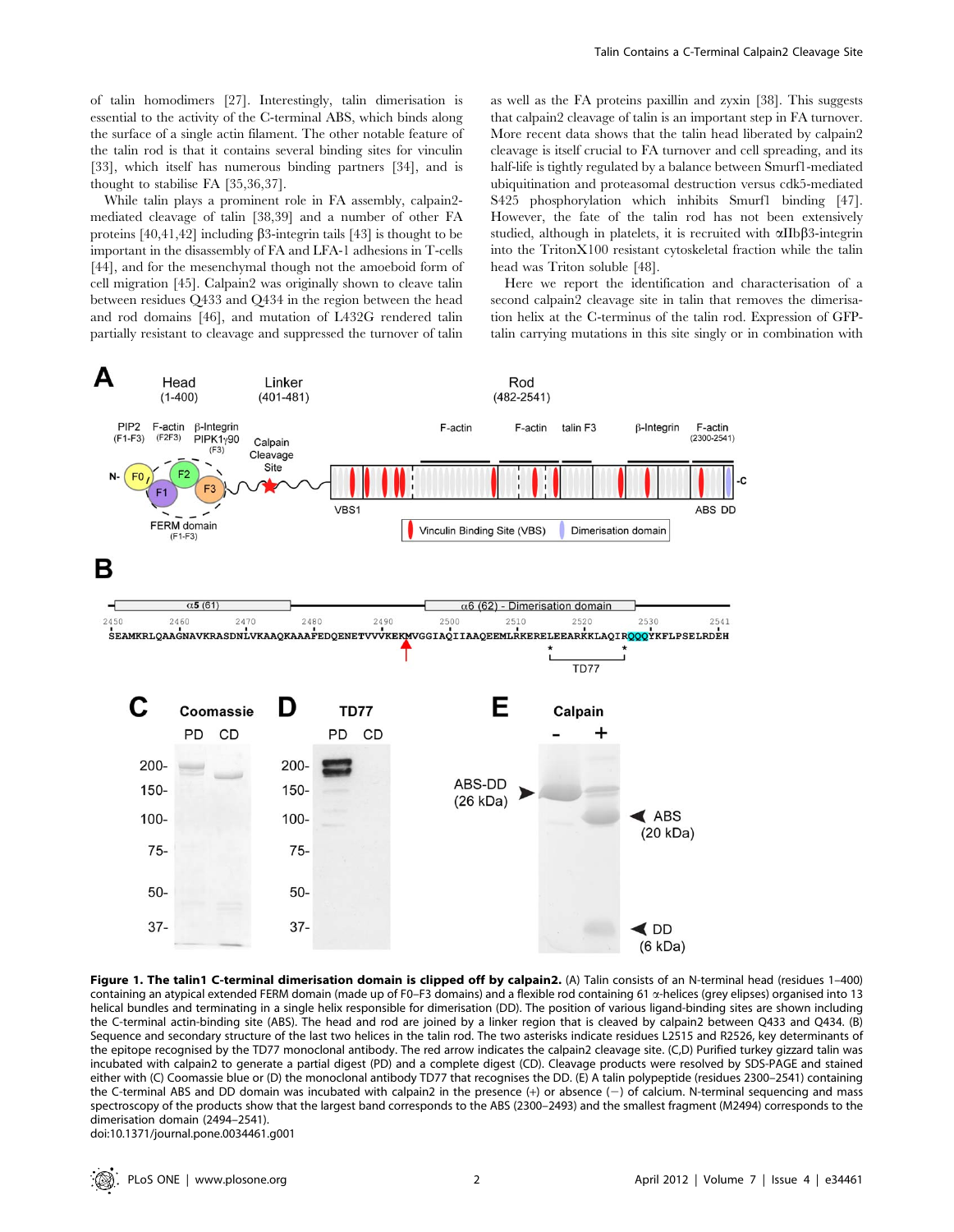of talin homodimers [27]. Interestingly, talin dimerisation is essential to the activity of the C-terminal ABS, which binds along the surface of a single actin filament. The other notable feature of the talin rod is that it contains several binding sites for vinculin [33], which itself has numerous binding partners [34], and is thought to stabilise FA [35,36,37].

While talin plays a prominent role in FA assembly, calpain2-mediated cleavage of talin [38,39] and a number of other FA proteins [40,41,42] including β3-integrin tails [43] is thought to be important in the disassembly of FA and LFA-1 adhesions in T-cells [44], and for the mesenchymal though not the amoeboid form of cell migration [45]. Calpain2 was originally shown to cleave talin between residues Q433 and Q434 in the region between the head and rod domains [46], and mutation of L432G rendered talin partially resistant to cleavage and suppressed the turnover of talin as well as the FA proteins paxillin and zyxin [38]. This suggests that calpain2 cleavage of talin is an important step in FA turnover. More recent data shows that the talin head liberated by calpain2 cleavage is itself crucial to FA turnover and cell spreading, and its half-life is tightly regulated by a balance between Smurf1-mediated ubiquitination and proteasomal destruction versus cdk5-mediated S425 phosphorylation which inhibits Smurf1 binding [47]. However, the fate of the talin rod has not been extensively studied, although in platelets, it is recruited with αIIbβ3-integrin into the TritonX100 resistant cytoskeletal fraction while the talin head was Triton soluble [48].

Here we report the identification and characterisation of a second calpain2 cleavage site in talin that removes the dimerisation helix at the C-terminus of the talin rod. Expression of GFP-talin carrying mutations in this site singly or in combination with

A
Head (1-400)
Linker (401-481)
Rod (482-2541)
PIP2 (F1-F3)
F-actin (F2F3)
β-Integrin PIPK1γ90 (F3)
Calpain Cleavage Site
N-
F0
F1
F2
F3
FERM domain (F1-F3)
F-actin
F-actin
talin F3
β-Integrin
F-actin (2300-2541)
VBS1
ABS DD
-C
Vinculin Binding Site (VBS)
Dimerisation domain

B
α5 (61)
α6 (62) - Dimerisation domain
2450 2460 2470 2480 2490 2500 2510 2520 2530 2541
SEAMKRLQAAGNAVKRASDNLVKAAQKAAAFEDQENETVVVKEKMVGGIAQIIAAQEEMLRKERELEEARKKLAQIRQQQYKFLPSELRDEH
* *
TD77

C
Coomassie
PD CD
200-
150-
100-
75-
50-
37-

D
TD77
PD CD
200-
150-
100-
75-
50-
37-

E
Calpain
- +
ABS-DD (26 kDa)
ABS (20 kDa)
DD (6 kDa)

**Figure 1. The talin1 C-terminal dimerisation domain is clipped off by calpain2.** (A) Talin consists of an N-terminal head (residues 1–400) containing an atypical extended FERM domain (made up of F0–F3 domains) and a flexible rod containing 61 α-helices (grey elipses) organised into 13 helical bundles and terminating in a single helix responsible for dimerisation (DD). The position of various ligand-binding sites are shown including the C-terminal actin-binding site (ABS). The head and rod are joined by a linker region that is cleaved by calpain2 between Q433 and Q434. (B) Sequence and secondary structure of the last two helices in the talin rod. The two asterisks indicate residues L2515 and R2526, key determinants of the epitope recognised by the TD77 monoclonal antibody. The red arrow indicates the calpain2 cleavage site. (C,D) Purified turkey gizzard talin was incubated with calpain2 to generate a partial digest (PD) and a complete digest (CD). Cleavage products were resolved by SDS-PAGE and stained either with (C) Coomassie blue or (D) the monoclonal antibody TD77 that recognises the DD. (E) A talin polypeptide (residues 2300–2541) containing the C-terminal ABS and DD domain was incubated with calpain2 in the presence (+) or absence (−) of calcium. N-terminal sequencing and mass spectroscopy of the products show that the largest band corresponds to the ABS (2300–2493) and the smallest fragment (M2494) corresponds to the dimerisation domain (2494–2541).
doi:10.1371/journal.pone.0034461.g001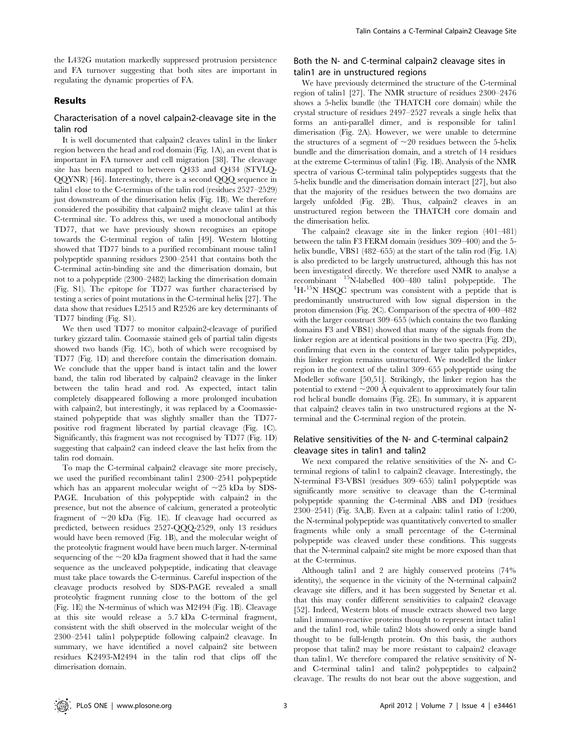the L432G mutation markedly suppressed protrusion persistence and FA turnover suggesting that both sites are important in regulating the dynamic properties of FA.

## Results

### Characterisation of a novel calpain2-cleavage site in the talin rod

It is well documented that calpain2 cleaves talin1 in the linker region between the head and rod domain (Fig. 1A), an event that is important in FA turnover and cell migration [38]. The cleavage site has been mapped to between Q433 and Q434 (STVLQ-QQYNR) [46]. Interestingly, there is a second QQQ sequence in talin1 close to the C-terminus of the talin rod (residues 2527–2529) just downstream of the dimerisation helix (Fig. 1B). We therefore considered the possibility that calpain2 might cleave talin1 at this C-terminal site. To address this, we used a monoclonal antibody TD77, that we have previously shown recognises an epitope towards the C-terminal region of talin [49]. Western blotting showed that TD77 binds to a purified recombinant mouse talin1 polypeptide spanning residues 2300–2541 that contains both the C-terminal actin-binding site and the dimerisation domain, but not to a polypeptide (2300–2482) lacking the dimerisation domain (Fig. S1). The epitope for TD77 was further characterised by testing a series of point mutations in the C-terminal helix [27]. The data show that residues L2515 and R2526 are key determinants of TD77 binding (Fig. S1).

We then used TD77 to monitor calpain2-cleavage of purified turkey gizzard talin. Coomassie stained gels of partial talin digests showed two bands (Fig. 1C), both of which were recognised by TD77 (Fig. 1D) and therefore contain the dimerisation domain. We conclude that the upper band is intact talin and the lower band, the talin rod liberated by calpain2 cleavage in the linker between the talin head and rod. As expected, intact talin completely disappeared following a more prolonged incubation with calpain2, but interestingly, it was replaced by a Coomassie-stained polypeptide that was slightly smaller than the TD77-positive rod fragment liberated by partial cleavage (Fig. 1C). Significantly, this fragment was not recognised by TD77 (Fig. 1D) suggesting that calpain2 can indeed cleave the last helix from the talin rod domain.

To map the C-terminal calpain2 cleavage site more precisely, we used the purified recombinant talin1 2300–2541 polypeptide which has an apparent molecular weight of ~25 kDa by SDS-PAGE. Incubation of this polypeptide with calpain2 in the presence, but not the absence of calcium, generated a proteolytic fragment of ~20 kDa (Fig. 1E). If cleavage had occurred as predicted, between residues 2527-QQQ-2529, only 13 residues would have been removed (Fig. 1B), and the molecular weight of the proteolytic fragment would have been much larger. N-terminal sequencing of the ~20 kDa fragment showed that it had the same sequence as the uncleaved polypeptide, indicating that cleavage must take place towards the C-terminus. Careful inspection of the cleavage products resolved by SDS-PAGE revealed a small proteolytic fragment running close to the bottom of the gel (Fig. 1E) the N-terminus of which was M2494 (Fig. 1B). Cleavage at this site would release a 5.7 kDa C-terminal fragment, consistent with the shift observed in the molecular weight of the 2300–2541 talin1 polypeptide following calpain2 cleavage. In summary, we have identified a novel calpain2 site between residues K2493-M2494 in the talin rod that clips off the dimerisation domain.

### Both the N- and C-terminal calpain2 cleavage sites in talin1 are in unstructured regions

We have previously determined the structure of the C-terminal region of talin1 [27]. The NMR structure of residues 2300–2476 shows a 5-helix bundle (the THATCH core domain) while the crystal structure of residues 2497–2527 reveals a single helix that forms an anti-parallel dimer, and is responsible for talin1 dimerisation (Fig. 2A). However, we were unable to determine the structures of a segment of ~20 residues between the 5-helix bundle and the dimerisation domain, and a stretch of 14 residues at the extreme C-terminus of talin1 (Fig. 1B). Analysis of the NMR spectra of various C-terminal talin polypeptides suggests that the 5-helix bundle and the dimerisation domain interact [27], but also that the majority of the residues between the two domains are largely unfolded (Fig. 2B). Thus, calpain2 cleaves in an unstructured region between the THATCH core domain and the dimerisation helix.

The calpain2 cleavage site in the linker region (401–481) between the talin F3 FERM domain (residues 309–400) and the 5-helix bundle, VBS1 (482–655) at the start of the talin rod (Fig. 1A) is also predicted to be largely unstructured, although this has not been investigated directly. We therefore used NMR to analyse a recombinant $^{15}$N-labelled 400–480 talin1 polypeptide. The $^{1}$H-$^{15}$N HSQC spectrum was consistent with a peptide that is predominantly unstructured with low signal dispersion in the proton dimension (Fig. 2C). Comparison of the spectra of 400–482 with the larger construct 309–655 (which contains the two flanking domains F3 and VBS1) showed that many of the signals from the linker region are at identical positions in the two spectra (Fig. 2D), confirming that even in the context of larger talin polypeptides, this linker region remains unstructured. We modelled the linker region in the context of the talin1 309–655 polypeptide using the Modeller software [50,51]. Strikingly, the linker region has the potential to extend ~200 Å equivalent to approximately four talin rod helical bundle domains (Fig. 2E). In summary, it is apparent that calpain2 cleaves talin in two unstructured regions at the N-terminal and the C-terminal region of the protein.

### Relative sensitivities of the N- and C-terminal calpain2 cleavage sites in talin1 and talin2

We next compared the relative sensitivities of the N- and C-terminal regions of talin1 to calpain2 cleavage. Interestingly, the N-terminal F3-VBS1 (residues 309–655) talin1 polypeptide was significantly more sensitive to cleavage than the C-terminal polypeptide spanning the C-terminal ABS and DD (residues 2300–2541) (Fig. 3A,B). Even at a calpain: talin1 ratio of 1:200, the N-terminal polypeptide was quantitatively converted to smaller fragments while only a small percentage of the C-terminal polypeptide was cleaved under these conditions. This suggests that the N-terminal calpain2 site might be more exposed than that at the C-terminus.

Although talin1 and 2 are highly conserved proteins (74% identity), the sequence in the vicinity of the N-terminal calpain2 cleavage site differs, and it has been suggested by Senetar et al. that this may confer different sensitivities to calpain2 cleavage [52]. Indeed, Western blots of muscle extracts showed two large talin1 immuno-reactive proteins thought to represent intact talin1 and the talin1 rod, while talin2 blots showed only a single band thought to be full-length protein. On this basis, the authors propose that talin2 may be more resistant to calpain2 cleavage than talin1. We therefore compared the relative sensitivity of N- and C-terminal talin1 and talin2 polypeptides to calpain2 cleavage. The results do not bear out the above suggestion, and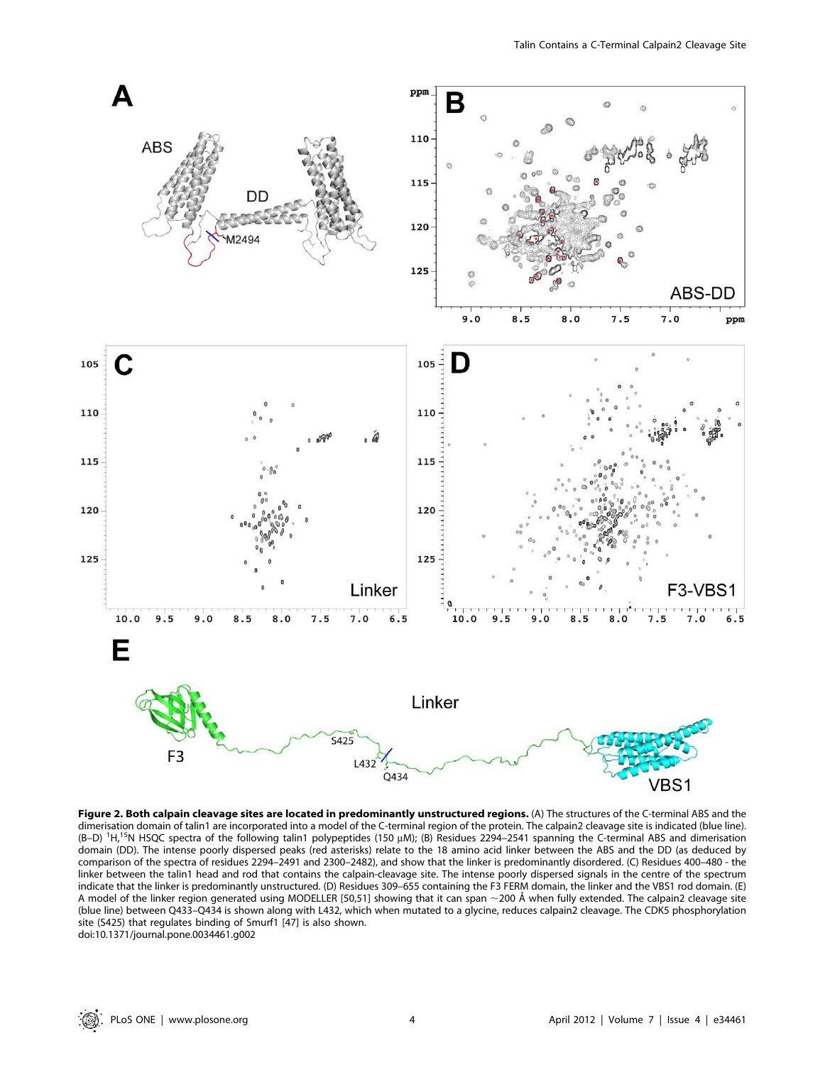**Figure 2. Both calpain cleavage sites are located in predominantly unstructured regions.** (A) The structures of the C-terminal ABS and the dimerisation domain of talin1 are incorporated into a model of the C-terminal region of the protein. The calpain2 cleavage site is indicated (blue line). (B–D) $^{1}H$,$^{15}N$ HSQC spectra of the following talin1 polypeptides (150 µM); (B) Residues 2294–2541 spanning the C-terminal ABS and dimerisation domain (DD). The intense poorly dispersed peaks (red asterisks) relate to the 18 amino acid linker between the ABS and the DD (as deduced by comparison of the spectra of residues 2294–2491 and 2300–2482), and show that the linker is predominantly disordered. (C) Residues 400–480 - the linker between the talin1 head and rod that contains the calpain-cleavage site. The intense poorly dispersed signals in the centre of the spectrum indicate that the linker is predominantly unstructured. (D) Residues 309–655 containing the F3 FERM domain, the linker and the VBS1 rod domain. (E) A model of the linker region generated using MODELLER [50,51] showing that it can span ~200 Å when fully extended. The calpain2 cleavage site (blue line) between Q433–Q434 is shown along with L432, which when mutated to a glycine, reduces calpain2 cleavage. The CDK5 phosphorylation site (S425) that regulates binding of Smurf1 [47] is also shown.
doi:10.1371/journal.pone.0034461.g002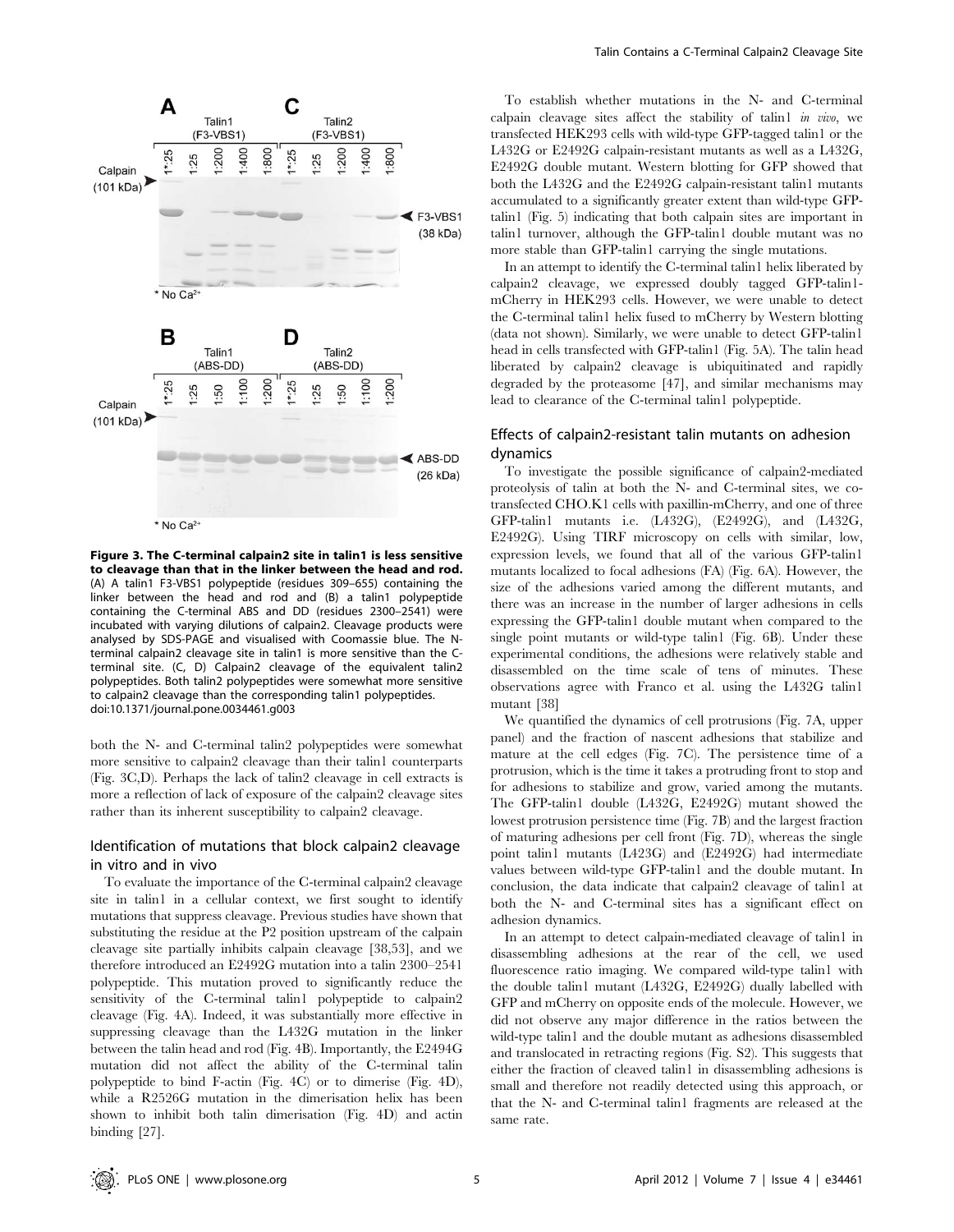A

Talin1 (F3-VBS1)

1*:25 1:25 1:200 1:400 1:800

C

Talin2 (F3-VBS1)

1*:25 1:25 1:200 1:400 1:800

Calpain (101 kDa)

F3-VBS1 (38 kDa)

* No Ca2+

B

Talin1 (ABS-DD)

1*:25 1:25 1:50 1:100 1:200

D

Talin2 (ABS-DD)

1*:25 1:25 1:50 1:100 1:200

Calpain (101 kDa)

ABS-DD (26 kDa)

* No Ca2+

**Figure 3. The C-terminal calpain2 site in talin1 is less sensitive to cleavage than that in the linker between the head and rod.** (A) A talin1 F3-VBS1 polypeptide (residues 309–655) containing the linker between the head and rod and (B) a talin1 polypeptide containing the C-terminal ABS and DD (residues 2300–2541) were incubated with varying dilutions of calpain2. Cleavage products were analysed by SDS-PAGE and visualised with Coomassie blue. The N-terminal calpain2 cleavage site in talin1 is more sensitive than the C-terminal site. (C, D) Calpain2 cleavage of the equivalent talin2 polypeptides. Both talin2 polypeptides were somewhat more sensitive to calpain2 cleavage than the corresponding talin1 polypeptides.
doi:10.1371/journal.pone.0034461.g003

both the N- and C-terminal talin2 polypeptides were somewhat more sensitive to calpain2 cleavage than their talin1 counterparts (Fig. 3C,D). Perhaps the lack of talin2 cleavage in cell extracts is more a reflection of lack of exposure of the calpain2 cleavage sites rather than its inherent susceptibility to calpain2 cleavage.

## Identification of mutations that block calpain2 cleavage in vitro and in vivo

To evaluate the importance of the C-terminal calpain2 cleavage site in talin1 in a cellular context, we first sought to identify mutations that suppress cleavage. Previous studies have shown that substituting the residue at the P2 position upstream of the calpain cleavage site partially inhibits calpain cleavage [38,53], and we therefore introduced an E2492G mutation into a talin 2300–2541 polypeptide. This mutation proved to significantly reduce the sensitivity of the C-terminal talin1 polypeptide to calpain2 cleavage (Fig. 4A). Indeed, it was substantially more effective in suppressing cleavage than the L432G mutation in the linker between the talin head and rod (Fig. 4B). Importantly, the E2494G mutation did not affect the ability of the C-terminal talin polypeptide to bind F-actin (Fig. 4C) or to dimerise (Fig. 4D), while a R2526G mutation in the dimerisation helix has been shown to inhibit both talin dimerisation (Fig. 4D) and actin binding [27].

To establish whether mutations in the N- and C-terminal calpain cleavage sites affect the stability of talin1 *in vivo*, we transfected HEK293 cells with wild-type GFP-tagged talin1 or the L432G or E2492G calpain-resistant mutants as well as a L432G, E2492G double mutant. Western blotting for GFP showed that both the L432G and the E2492G calpain-resistant talin1 mutants accumulated to a significantly greater extent than wild-type GFP-talin1 (Fig. 5) indicating that both calpain sites are important in talin1 turnover, although the GFP-talin1 double mutant was no more stable than GFP-talin1 carrying the single mutations.

In an attempt to identify the C-terminal talin1 helix liberated by calpain2 cleavage, we expressed doubly tagged GFP-talin1-mCherry in HEK293 cells. However, we were unable to detect the C-terminal talin1 helix fused to mCherry by Western blotting (data not shown). Similarly, we were unable to detect GFP-talin1 head in cells transfected with GFP-talin1 (Fig. 5A). The talin head liberated by calpain2 cleavage is ubiquitinated and rapidly degraded by the proteasome [47], and similar mechanisms may lead to clearance of the C-terminal talin1 polypeptide.

## Effects of calpain2-resistant talin mutants on adhesion dynamics

To investigate the possible significance of calpain2-mediated proteolysis of talin at both the N- and C-terminal sites, we co-transfected CHO.K1 cells with paxillin-mCherry, and one of three GFP-talin1 mutants i.e. (L432G), (E2492G), and (L432G, E2492G). Using TIRF microscopy on cells with similar, low, expression levels, we found that all of the various GFP-talin1 mutants localized to focal adhesions (FA) (Fig. 6A). However, the size of the adhesions varied among the different mutants, and there was an increase in the number of larger adhesions in cells expressing the GFP-talin1 double mutant when compared to the single point mutants or wild-type talin1 (Fig. 6B). Under these experimental conditions, the adhesions were relatively stable and disassembled on the time scale of tens of minutes. These observations agree with Franco et al. using the L432G talin1 mutant [38]

We quantified the dynamics of cell protrusions (Fig. 7A, upper panel) and the fraction of nascent adhesions that stabilize and mature at the cell edges (Fig. 7C). The persistence time of a protrusion, which is the time it takes a protruding front to stop and for adhesions to stabilize and grow, varied among the mutants. The GFP-talin1 double (L432G, E2492G) mutant showed the lowest protrusion persistence time (Fig. 7B) and the largest fraction of maturing adhesions per cell front (Fig. 7D), whereas the single point talin1 mutants (L423G) and (E2492G) had intermediate values between wild-type GFP-talin1 and the double mutant. In conclusion, the data indicate that calpain2 cleavage of talin1 at both the N- and C-terminal sites has a significant effect on adhesion dynamics.

In an attempt to detect calpain-mediated cleavage of talin1 in disassembling adhesions at the rear of the cell, we used fluorescence ratio imaging. We compared wild-type talin1 with the double talin1 mutant (L432G, E2492G) dually labelled with GFP and mCherry on opposite ends of the molecule. However, we did not observe any major difference in the ratios between the wild-type talin1 and the double mutant as adhesions disassembled and translocated in retracting regions (Fig. S2). This suggests that either the fraction of cleaved talin1 in disassembling adhesions is small and therefore not readily detected using this approach, or that the N- and C-terminal talin1 fragments are released at the same rate.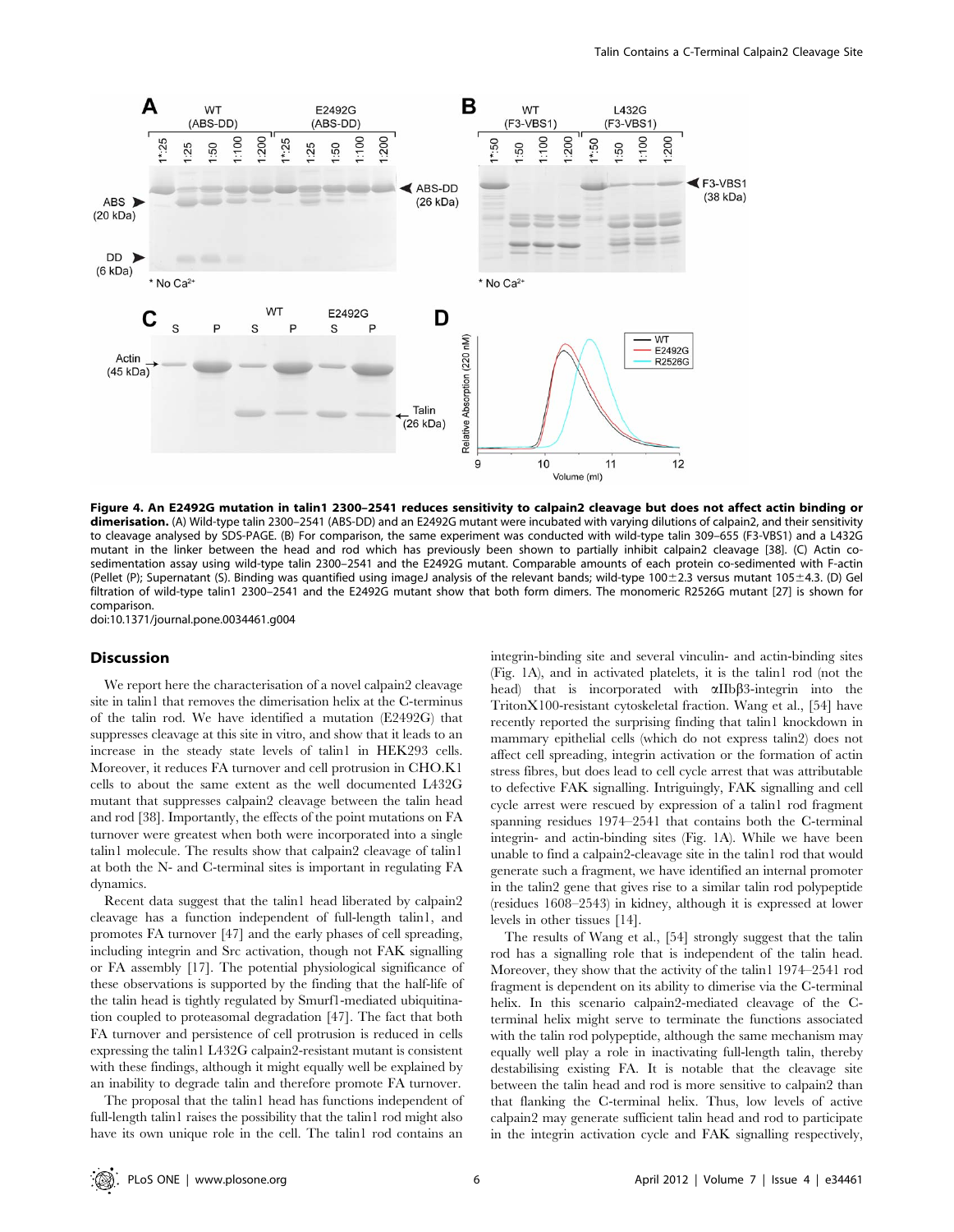A
WT
(ABS-DD)
E2492G
(ABS-DD)
1*:25 1:25 1:50 1:100 1:200 1*:25 1:25 1:50 1:100 1:200
ABS (20 kDa)
DD (6 kDa)
ABS-DD (26 kDa)
* No Ca2+

B
WT
(F3-VBS1)
L432G
(F3-VBS1)
1*:50 1:50 1:100 1:200 1*:50 1:50 1:100 1:200
F3-VBS1 (38 kDa)
* No Ca2+

C
WT E2492G
S P S P S P
Actin (45 kDa)
Talin (26 kDa)

D
Relative Absorption (220 nM)
Volume (ml)
9 10 11 12
WT
E2492G
R2526G

**Figure 4. An E2492G mutation in talin1 2300–2541 reduces sensitivity to calpain2 cleavage but does not affect actin binding or dimerisation.** (A) Wild-type talin 2300–2541 (ABS-DD) and an E2492G mutant were incubated with varying dilutions of calpain2, and their sensitivity to cleavage analysed by SDS-PAGE. (B) For comparison, the same experiment was conducted with wild-type talin 309–655 (F3-VBS1) and a L432G mutant in the linker between the head and rod which has previously been shown to partially inhibit calpain2 cleavage [38]. (C) Actin co-sedimentation assay using wild-type talin 2300–2541 and the E2492G mutant. Comparable amounts of each protein co-sedimented with F-actin (Pellet (P); Supernatant (S). Binding was quantified using imageJ analysis of the relevant bands; wild-type 100±2.3 versus mutant 105±4.3. (D) Gel filtration of wild-type talin1 2300–2541 and the E2492G mutant show that both form dimers. The monomeric R2526G mutant [27] is shown for comparison.
doi:10.1371/journal.pone.0034461.g004

## Discussion

We report here the characterisation of a novel calpain2 cleavage site in talin1 that removes the dimerisation helix at the C-terminus of the talin rod. We have identified a mutation (E2492G) that suppresses cleavage at this site in vitro, and show that it leads to an increase in the steady state levels of talin1 in HEK293 cells. Moreover, it reduces FA turnover and cell protrusion in CHO.K1 cells to about the same extent as the well documented L432G mutant that suppresses calpain2 cleavage between the talin head and rod [38]. Importantly, the effects of the point mutations on FA turnover were greatest when both were incorporated into a single talin1 molecule. The results show that calpain2 cleavage of talin1 at both the N- and C-terminal sites is important in regulating FA dynamics.

Recent data suggest that the talin1 head liberated by calpain2 cleavage has a function independent of full-length talin1, and promotes FA turnover [47] and the early phases of cell spreading, including integrin and Src activation, though not FAK signalling or FA assembly [17]. The potential physiological significance of these observations is supported by the finding that the half-life of the talin head is tightly regulated by Smurf1-mediated ubiquitination coupled to proteasomal degradation [47]. The fact that both FA turnover and persistence of cell protrusion is reduced in cells expressing the talin1 L432G calpain2-resistant mutant is consistent with these findings, although it might equally well be explained by an inability to degrade talin and therefore promote FA turnover.

The proposal that the talin1 head has functions independent of full-length talin1 raises the possibility that the talin1 rod might also have its own unique role in the cell. The talin1 rod contains an integrin-binding site and several vinculin- and actin-binding sites (Fig. 1A), and in activated platelets, it is the talin1 rod (not the head) that is incorporated with αIIbβ3-integrin into the TritonX100-resistant cytoskeletal fraction. Wang et al., [54] have recently reported the surprising finding that talin1 knockdown in mammary epithelial cells (which do not express talin2) does not affect cell spreading, integrin activation or the formation of actin stress fibres, but does lead to cell cycle arrest that was attributable to defective FAK signalling. Intriguingly, FAK signalling and cell cycle arrest were rescued by expression of a talin1 rod fragment spanning residues 1974–2541 that contains both the C-terminal integrin- and actin-binding sites (Fig. 1A). While we have been unable to find a calpain2-cleavage site in the talin1 rod that would generate such a fragment, we have identified an internal promoter in the talin2 gene that gives rise to a similar talin rod polypeptide (residues 1608–2543) in kidney, although it is expressed at lower levels in other tissues [14].

The results of Wang et al., [54] strongly suggest that the talin rod has a signalling role that is independent of the talin head. Moreover, they show that the activity of the talin1 1974–2541 rod fragment is dependent on its ability to dimerise via the C-terminal helix. In this scenario calpain2-mediated cleavage of the C-terminal helix might serve to terminate the functions associated with the talin rod polypeptide, although the same mechanism may equally well play a role in inactivating full-length talin, thereby destabilising existing FA. It is notable that the cleavage site between the talin head and rod is more sensitive to calpain2 than that flanking the C-terminal helix. Thus, low levels of active calpain2 may generate sufficient talin head and rod to participate in the integrin activation cycle and FAK signalling respectively,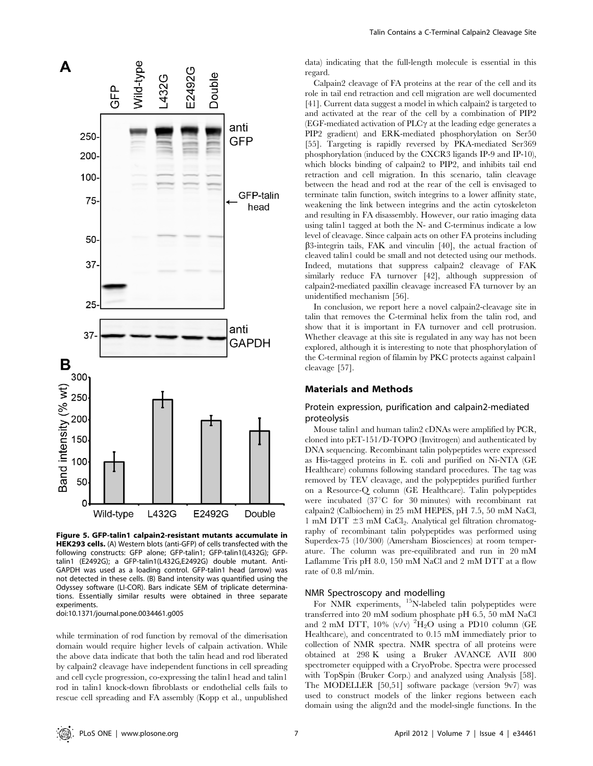A

GFP
Wild-type
L432G
E2492G
Double

anti GFP

250-
200-
100-
75-
50-
37-
25-

GFP-talin head

37-

anti GAPDH

B

Band intensity (% wt)

300
250
200
150
100
50
0

Wild-type
L432G
E2492G
Double

**Figure 5. GFP-talin1 calpain2-resistant mutants accumulate in HEK293 cells.** (A) Western blots (anti-GFP) of cells transfected with the following constructs: GFP alone; GFP-talin1; GFP-talin1(L432G); GFP-talin1 (E2492G); a GFP-talin1(L432G,E2492G) double mutant. Anti-GAPDH was used as a loading control. GFP-talin1 head (arrow) was not detected in these cells. (B) Band intensity was quantified using the Odyssey software (LI-COR). Bars indicate SEM of triplicate determinations. Essentially similar results were obtained in three separate experiments.
doi:10.1371/journal.pone.0034461.g005

while termination of rod function by removal of the dimerisation domain would require higher levels of calpain activation. While the above data indicate that both the talin head and rod liberated by calpain2 cleavage have independent functions in cell spreading and cell cycle progression, co-expressing the talin1 head and talin1 rod in talin1 knock-down fibroblasts or endothelial cells fails to rescue cell spreading and FA assembly (Kopp et al., unpublished data) indicating that the full-length molecule is essential in this regard.

Calpain2 cleavage of FA proteins at the rear of the cell and its role in tail end retraction and cell migration are well documented [41]. Current data suggest a model in which calpain2 is targeted to and activated at the rear of the cell by a combination of PIP2 (EGF-mediated activation of PLCγ at the leading edge generates a PIP2 gradient) and ERK-mediated phosphorylation on Ser50 [55]. Targeting is rapidly reversed by PKA-mediated Ser369 phosphorylation (induced by the CXCR3 ligands IP-9 and IP-10), which blocks binding of calpain2 to PIP2, and inhibits tail end retraction and cell migration. In this scenario, talin cleavage between the head and rod at the rear of the cell is envisaged to terminate talin function, switch integrins to a lower affinity state, weakening the link between integrins and the actin cytoskeleton and resulting in FA disassembly. However, our ratio imaging data using talin1 tagged at both the N- and C-terminus indicate a low level of cleavage. Since calpain acts on other FA proteins including β3-integrin tails, FAK and vinculin [40], the actual fraction of cleaved talin1 could be small and not detected using our methods. Indeed, mutations that suppress calpain2 cleavage of FAK similarly reduce FA turnover [42], although suppression of calpain2-mediated paxillin cleavage increased FA turnover by an unidentified mechanism [56].

In conclusion, we report here a novel calpain2-cleavage site in talin that removes the C-terminal helix from the talin rod, and show that it is important in FA turnover and cell protrusion. Whether cleavage at this site is regulated in any way has not been explored, although it is interesting to note that phosphorylation of the C-terminal region of filamin by PKC protects against calpain1 cleavage [57].

## Materials and Methods

### Protein expression, purification and calpain2-mediated proteolysis

Mouse talin1 and human talin2 cDNAs were amplified by PCR, cloned into pET-151/D-TOPO (Invitrogen) and authenticated by DNA sequencing. Recombinant talin polypeptides were expressed as His-tagged proteins in E. coli and purified on Ni-NTA (GE Healthcare) columns following standard procedures. The tag was removed by TEV cleavage, and the polypeptides purified further on a Resource-Q column (GE Healthcare). Talin polypeptides were incubated (37°C for 30 minutes) with recombinant rat calpain2 (Calbiochem) in 25 mM HEPES, pH 7.5, 50 mM NaCl, 1 mM DTT ±3 mM $CaCl_2$. Analytical gel filtration chromatography of recombinant talin polypeptides was performed using Superdex-75 (10/300) (Amersham Biosciences) at room temperature. The column was pre-equilibrated and run in 20 mM Laflamme Tris pH 8.0, 150 mM NaCl and 2 mM DTT at a flow rate of 0.8 ml/min.

### NMR Spectroscopy and modelling

For NMR experiments, $^{15}N$-labeled talin polypeptides were transferred into 20 mM sodium phosphate pH 6.5, 50 mM NaCl and 2 mM DTT, 10% (v/v) $^{2}H_2O$ using a PD10 column (GE Healthcare), and concentrated to 0.15 mM immediately prior to collection of NMR spectra. NMR spectra of all proteins were obtained at 298 K using a Bruker AVANCE AVII 800 spectrometer equipped with a CryoProbe. Spectra were processed with TopSpin (Bruker Corp.) and analyzed using Analysis [58]. The MODELLER [50,51] software package (version 9v7) was used to construct models of the linker regions between each domain using the align2d and the model-single functions. In the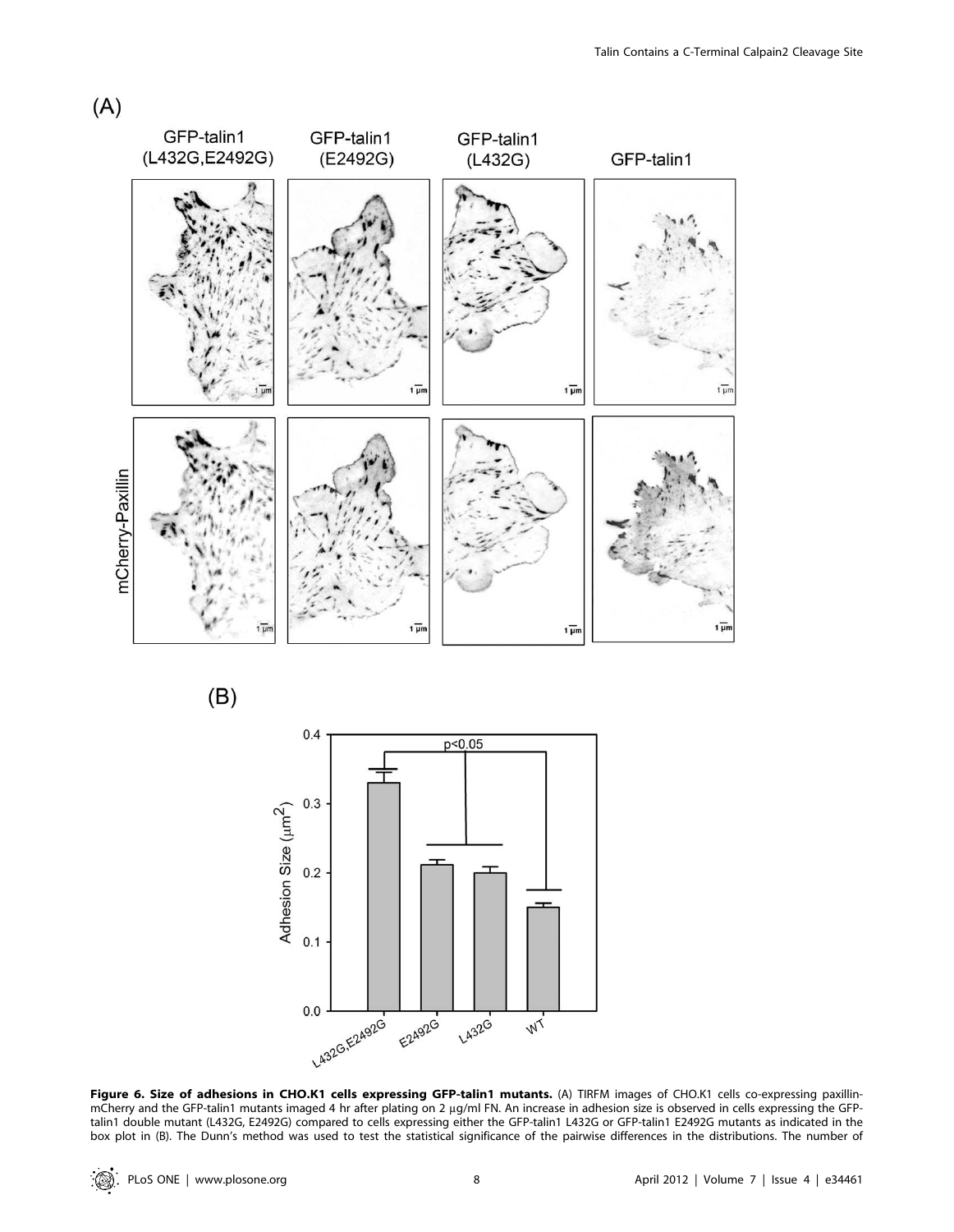(A)

GFP-talin1 (L432G,E2492G)

GFP-talin1 (E2492G)

GFP-talin1 (L432G)

GFP-talin1

mCherry-Paxillin

1 μm

(B)

p<0.05

Adhesion Size (μm$^2$)

0.4

0.3

0.2

0.1

0.0

L432G,E2492G

E2492G

L432G

WT

**Figure 6. Size of adhesions in CHO.K1 cells expressing GFP-talin1 mutants.** (A) TIRFM images of CHO.K1 cells co-expressing paxillin-mCherry and the GFP-talin1 mutants imaged 4 hr after plating on 2 μg/ml FN. An increase in adhesion size is observed in cells expressing the GFP-talin1 double mutant (L432G, E2492G) compared to cells expressing either the GFP-talin1 L432G or GFP-talin1 E2492G mutants as indicated in the box plot in (B). The Dunn's method was used to test the statistical significance of the pairwise differences in the distributions. The number of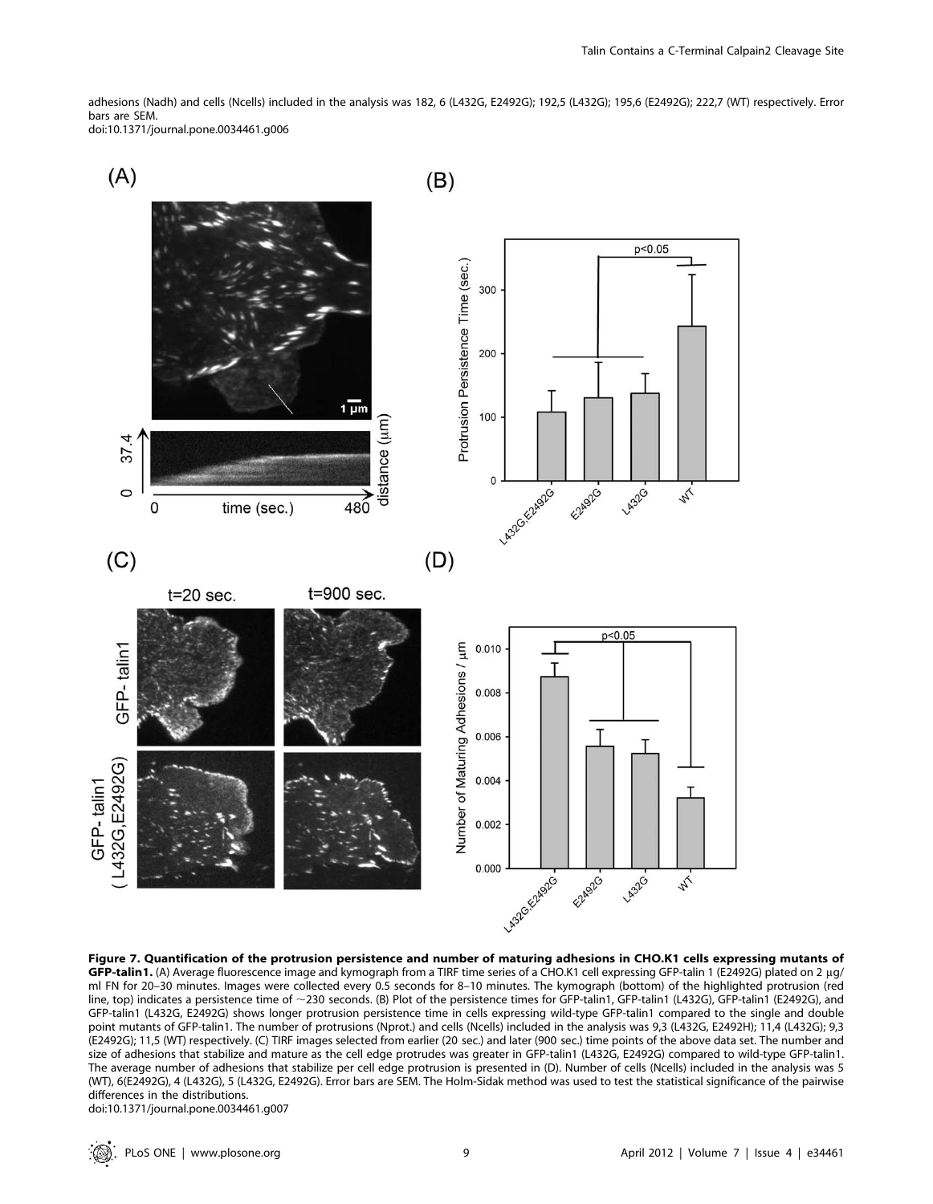adhesions (Nadh) and cells (Ncells) included in the analysis was 182, 6 (L432G, E2492G); 192,5 (L432G); 195,6 (E2492G); 222,7 (WT) respectively. Error bars are SEM.
doi:10.1371/journal.pone.0034461.g006

(A)

1 µm

37.4
0
time (sec.)
480
distance (µm)

(B)

p<0.05
Protrusion Persistence Time (sec.)
300
200
100
0
L432G,E2492G
E2492G
L432G
WT

(C)

t=20 sec.
t=900 sec.
GFP- talin1
GFP- talin1 ( L432G,E2492G)

(D)

p<0.05
Number of Maturing Adhesions / µm
0.010
0.008
0.006
0.004
0.002
0.000
L432G,E2492G
E2492G
L432G
WT

**Figure 7. Quantification of the protrusion persistence and number of maturing adhesions in CHO.K1 cells expressing mutants of GFP-talin1.** (A) Average fluorescence image and kymograph from a TIRF time series of a CHO.K1 cell expressing GFP-talin 1 (E2492G) plated on 2 µg/ml FN for 20–30 minutes. Images were collected every 0.5 seconds for 8–10 minutes. The kymograph (bottom) of the highlighted protrusion (red line, top) indicates a persistence time of ~230 seconds. (B) Plot of the persistence times for GFP-talin1, GFP-talin1 (L432G), GFP-talin1 (E2492G), and GFP-talin1 (L432G, E2492G) shows longer protrusion persistence time in cells expressing wild-type GFP-talin1 compared to the single and double point mutants of GFP-talin1. The number of protrusions (Nprot.) and cells (Ncells) included in the analysis was 9,3 (L432G, E2492H); 11,4 (L432G); 9,3 (E2492G); 11,5 (WT) respectively. (C) TIRF images selected from earlier (20 sec.) and later (900 sec.) time points of the above data set. The number and size of adhesions that stabilize and mature as the cell edge protrudes was greater in GFP-talin1 (L432G, E2492G) compared to wild-type GFP-talin1. The average number of adhesions that stabilize per cell edge protrusion is presented in (D). Number of cells (Ncells) included in the analysis was 5 (WT), 6(E2492G), 4 (L432G), 5 (L432G, E2492G). Error bars are SEM. The Holm-Sidak method was used to test the statistical significance of the pairwise differences in the distributions.
doi:10.1371/journal.pone.0034461.g007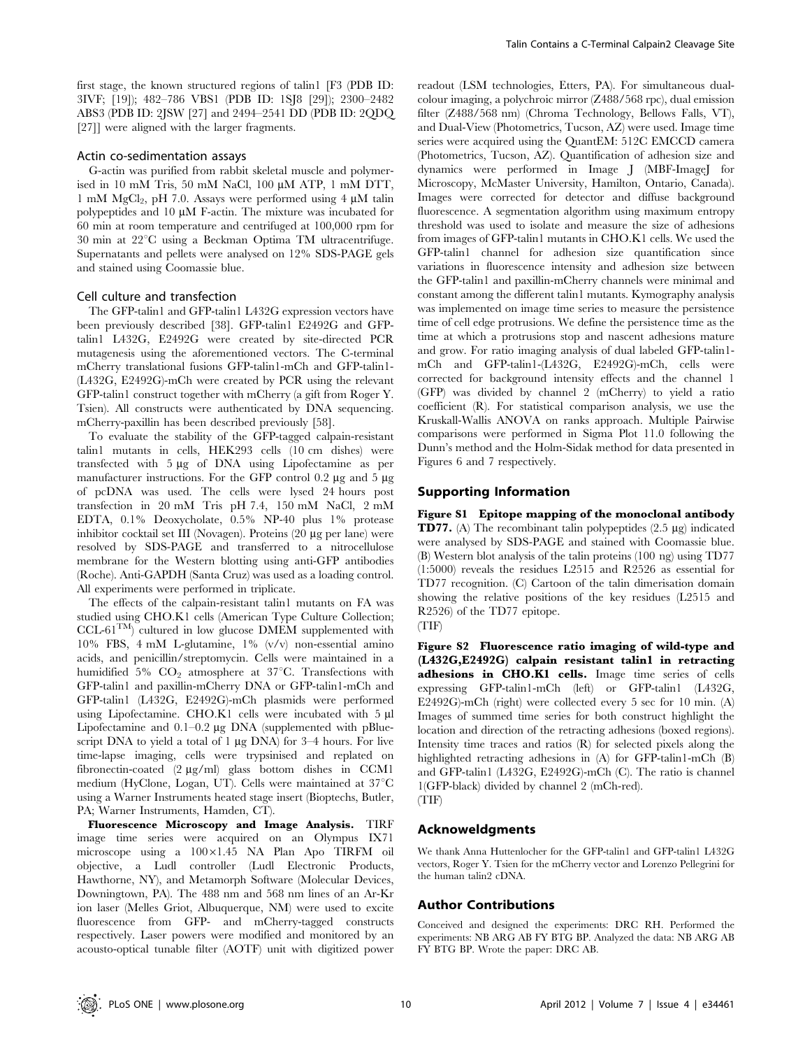first stage, the known structured regions of talin1 [F3 (PDB ID: 3IVF; [19]); 482–786 VBS1 (PDB ID: 1SJ8 [29]); 2300–2482 ABS3 (PDB ID: 2JSW [27] and 2494–2541 DD (PDB ID: 2QDQ [27]] were aligned with the larger fragments.

### Actin co-sedimentation assays

G-actin was purified from rabbit skeletal muscle and polymerised in 10 mM Tris, 50 mM NaCl, 100 µM ATP, 1 mM DTT, 1 mM $MgCl_2$, pH 7.0. Assays were performed using 4 µM talin polypeptides and 10 µM F-actin. The mixture was incubated for 60 min at room temperature and centrifuged at 100,000 rpm for 30 min at 22°C using a Beckman Optima TM ultracentrifuge. Supernatants and pellets were analysed on 12% SDS-PAGE gels and stained using Coomassie blue.

### Cell culture and transfection

The GFP-talin1 and GFP-talin1 L432G expression vectors have been previously described [38]. GFP-talin1 E2492G and GFP-talin1 L432G, E2492G were created by site-directed PCR mutagenesis using the aforementioned vectors. The C-terminal mCherry translational fusions GFP-talin1-mCh and GFP-talin1-(L432G, E2492G)-mCh were created by PCR using the relevant GFP-talin1 construct together with mCherry (a gift from Roger Y. Tsien). All constructs were authenticated by DNA sequencing. mCherry-paxillin has been described previously [58].

To evaluate the stability of the GFP-tagged calpain-resistant talin1 mutants in cells, HEK293 cells (10 cm dishes) were transfected with 5 µg of DNA using Lipofectamine as per manufacturer instructions. For the GFP control 0.2 µg and 5 µg of pcDNA was used. The cells were lysed 24 hours post transfection in 20 mM Tris pH 7.4, 150 mM NaCl, 2 mM EDTA, 0.1% Deoxycholate, 0.5% NP-40 plus 1% protease inhibitor cocktail set III (Novagen). Proteins (20 µg per lane) were resolved by SDS-PAGE and transferred to a nitrocellulose membrane for the Western blotting using anti-GFP antibodies (Roche). Anti-GAPDH (Santa Cruz) was used as a loading control. All experiments were performed in triplicate.

The effects of the calpain-resistant talin1 mutants on FA was studied using CHO.K1 cells (American Type Culture Collection; CCL-61[TM]) cultured in low glucose DMEM supplemented with 10% FBS, 4 mM L-glutamine, 1% (v/v) non-essential amino acids, and penicillin/streptomycin. Cells were maintained in a humidified 5% $CO_2$ atmosphere at 37°C. Transfections with GFP-talin1 and paxillin-mCherry DNA or GFP-talin1-mCh and GFP-talin1 (L432G, E2492G)-mCh plasmids were performed using Lipofectamine. CHO.K1 cells were incubated with 5 µl Lipofectamine and 0.1–0.2 µg DNA (supplemented with pBluescript DNA to yield a total of 1 µg DNA) for 3–4 hours. For live time-lapse imaging, cells were trypsinised and replated on fibronectin-coated (2 µg/ml) glass bottom dishes in CCM1 medium (HyClone, Logan, UT). Cells were maintained at 37°C using a Warner Instruments heated stage insert (Bioptechs, Butler, PA; Warner Instruments, Hamden, CT).

**Fluorescence Microscopy and Image Analysis.** TIRF image time series were acquired on an Olympus IX71 microscope using a 100×1.45 NA Plan Apo TIRFM oil objective, a Ludl controller (Ludl Electronic Products, Hawthorne, NY), and Metamorph Software (Molecular Devices, Downingtown, PA). The 488 nm and 568 nm lines of an Ar-Kr ion laser (Melles Griot, Albuquerque, NM) were used to excite fluorescence from GFP- and mCherry-tagged constructs respectively. Laser powers were modified and monitored by an acousto-optical tunable filter (AOTF) unit with digitized power readout (LSM technologies, Etters, PA). For simultaneous dual-colour imaging, a polychroic mirror (Z488/568 rpc), dual emission filter (Z488/568 nm) (Chroma Technology, Bellows Falls, VT), and Dual-View (Photometrics, Tucson, AZ) were used. Image time series were acquired using the QuantEM: 512C EMCCD camera (Photometrics, Tucson, AZ). Quantification of adhesion size and dynamics were performed in Image J (MBF-ImageJ for Microscopy, McMaster University, Hamilton, Ontario, Canada). Images were corrected for detector and diffuse background fluorescence. A segmentation algorithm using maximum entropy threshold was used to isolate and measure the size of adhesions from images of GFP-talin1 mutants in CHO.K1 cells. We used the GFP-talin1 channel for adhesion size quantification since variations in fluorescence intensity and adhesion size between the GFP-talin1 and paxillin-mCherry channels were minimal and constant among the different talin1 mutants. Kymography analysis was implemented on image time series to measure the persistence time of cell edge protrusions. We define the persistence time as the time at which a protrusions stop and nascent adhesions mature and grow. For ratio imaging analysis of dual labeled GFP-talin1-mCh and GFP-talin1-(L432G, E2492G)-mCh, cells were corrected for background intensity effects and the channel 1 (GFP) was divided by channel 2 (mCherry) to yield a ratio coefficient (R). For statistical comparison analysis, we use the Kruskall-Wallis ANOVA on ranks approach. Multiple Pairwise comparisons were performed in Sigma Plot 11.0 following the Dunn's method and the Holm-Sidak method for data presented in Figures 6 and 7 respectively.

## Supporting Information

**Figure S1 Epitope mapping of the monoclonal antibody TD77.** (A) The recombinant talin polypeptides (2.5 µg) indicated were analysed by SDS-PAGE and stained with Coomassie blue. (B) Western blot analysis of the talin proteins (100 ng) using TD77 (1:5000) reveals the residues L2515 and R2526 as essential for TD77 recognition. (C) Cartoon of the talin dimerisation domain showing the relative positions of the key residues (L2515 and R2526) of the TD77 epitope.
(TIF)

**Figure S2 Fluorescence ratio imaging of wild-type and (L432G,E2492G) calpain resistant talin1 in retracting adhesions in CHO.K1 cells.** Image time series of cells expressing GFP-Talin1-mCh (left) or GFP-talin1 (L432G, E2492G)-mCh (right) were collected every 5 sec for 10 min. (A) Images of summed time series for both construct highlight the location and direction of the retracting adhesions (boxed regions). Intensity time traces and ratios (R) for selected pixels along the highlighted retracting adhesions in (A) for GFP-talin1-mCh (B) and GFP-talin1 (L432G, E2492G)-mCh (C). The ratio is channel 1(GFP-black) divided by channel 2 (mCh-red).
(TIF)

## Acknoweldgments

We thank Anna Huttenlocher for the GFP-talin1 and GFP-talin1 L432G vectors, Roger Y. Tsien for the mCherry vector and Lorenzo Pellegrini for the human talin2 cDNA.

## Author Contributions

Conceived and designed the experiments: DRC RH. Performed the experiments: NB ARG AB FY BTG BP. Analyzed the data: NB ARG AB FY BTG BP. Wrote the paper: DRC AB.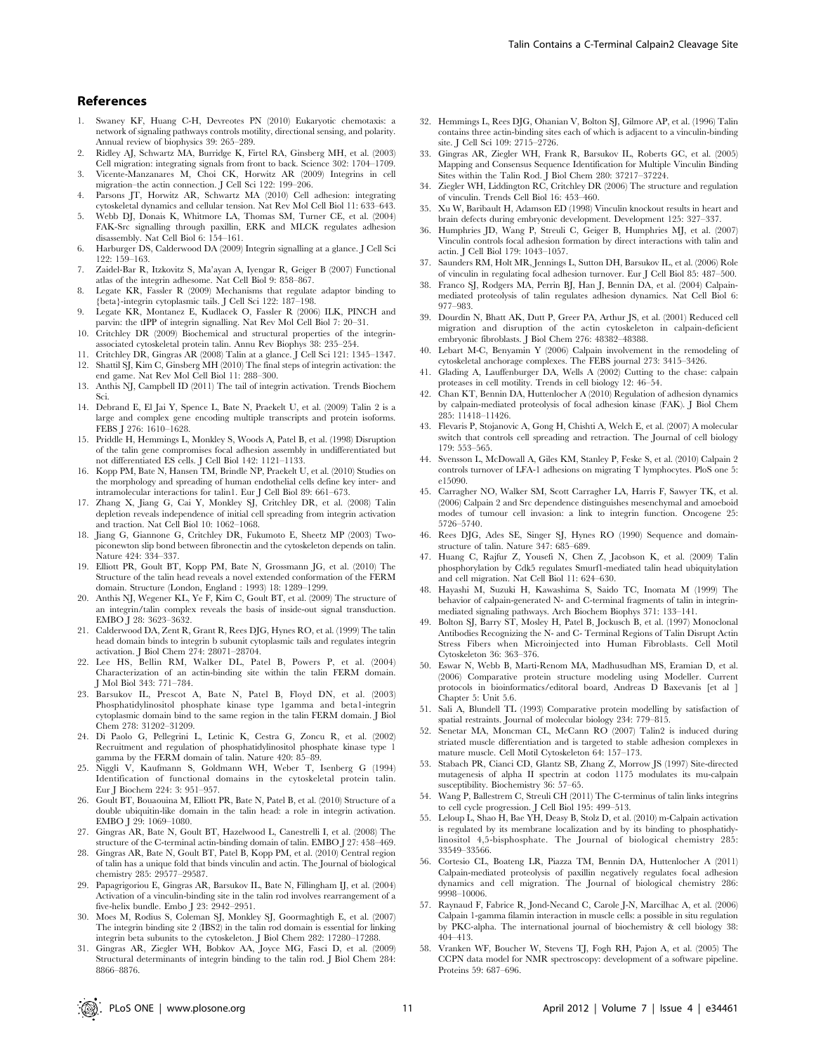## References

1. Swaney KF, Huang C-H, Devreotes PN (2010) Eukaryotic chemotaxis: a network of signaling pathways controls motility, directional sensing, and polarity. Annual review of biophysics 39: 265–289.
2. Ridley AJ, Schwartz MA, Burridge K, Firtel RA, Ginsberg MH, et al. (2003) Cell migration: integrating signals from front to back. Science 302: 1704–1709.
3. Vicente-Manzanares M, Choi CK, Horwitz AR (2009) Integrins in cell migration–the actin connection. J Cell Sci 122: 199–206.
4. Parsons JT, Horwitz AR, Schwartz MA (2010) Cell adhesion: integrating cytoskeletal dynamics and cellular tension. Nat Rev Mol Cell Biol 11: 633–643.
5. Webb DJ, Donais K, Whitmore LA, Thomas SM, Turner CE, et al. (2004) FAK-Src signalling through paxillin, ERK and MLCK regulates adhesion disassembly. Nat Cell Biol 6: 154–161.
6. Harburger DS, Calderwood DA (2009) Integrin signalling at a glance. J Cell Sci 122: 159–163.
7. Zaidel-Bar R, Itzkovitz S, Ma'ayan A, Iyengar R, Geiger B (2007) Functional atlas of the integrin adhesome. Nat Cell Biol 9: 858–867.
8. Legate KR, Fassler R (2009) Mechanisms that regulate adaptor binding to {beta}-integrin cytoplasmic tails. J Cell Sci 122: 187–198.
9. Legate KR, Montanez E, Kudlacek O, Fassler R (2006) ILK, PINCH and parvin: the tIPP of integrin signalling. Nat Rev Mol Cell Biol 7: 20–31.
10. Critchley DR (2009) Biochemical and structural properties of the integrin-associated cytoskeletal protein talin. Annu Rev Biophys 38: 235–254.
11. Critchley DR, Gingras AR (2008) Talin at a glance. J Cell Sci 121: 1345–1347.
12. Shattil SJ, Kim C, Ginsberg MH (2010) The final steps of integrin activation: the end game. Nat Rev Mol Cell Biol 11: 288–300.
13. Anthis NJ, Campbell ID (2011) The tail of integrin activation. Trends Biochem Sci.
14. Debrand E, El Jai Y, Spence L, Bate N, Praekelt U, et al. (2009) Talin 2 is a large and complex gene encoding multiple transcripts and protein isoforms. FEBS J 276: 1610–1628.
15. Priddle H, Hemmings L, Monkley S, Woods A, Patel B, et al. (1998) Disruption of the talin gene compromises focal adhesion assembly in undifferentiated but not differentiated ES cells. J Cell Biol 142: 1121–1133.
16. Kopp PM, Bate N, Hansen TM, Brindle NP, Praekelt U, et al. (2010) Studies on the morphology and spreading of human endothelial cells define key inter- and intramolecular interactions for talin1. Eur J Cell Biol 89: 661–673.
17. Zhang X, Jiang G, Cai Y, Monkley SJ, Critchley DR, et al. (2008) Talin depletion reveals independence of initial cell spreading from integrin activation and traction. Nat Cell Biol 10: 1062–1068.
18. Jiang G, Giannone G, Critchley DR, Fukumoto E, Sheetz MP (2003) Two-piconewton slip bond between fibronectin and the cytoskeleton depends on talin. Nature 424: 334–337.
19. Elliott PR, Goult BT, Kopp PM, Bate N, Grossmann JG, et al. (2010) The Structure of the talin head reveals a novel extended conformation of the FERM domain. Structure (London, England : 1993) 18: 1289–1299.
20. Anthis NJ, Wegener KL, Ye F, Kim C, Goult BT, et al. (2009) The structure of an integrin/talin complex reveals the basis of inside-out signal transduction. EMBO J 28: 3623–3632.
21. Calderwood DA, Zent R, Grant R, Rees DJG, Hynes RO, et al. (1999) The talin head domain binds to integrin b subunit cytoplasmic tails and regulates integrin activation. J Biol Chem 274: 28071–28704.
22. Lee HS, Bellin RM, Walker DL, Patel B, Powers P, et al. (2004) Characterization of an actin-binding site within the talin FERM domain. J Mol Biol 343: 771–784.
23. Barsukov IL, Prescot A, Bate N, Patel B, Floyd DN, et al. (2003) Phosphatidylinositol phosphate kinase type 1gamma and beta1-integrin cytoplasmic domain bind to the same region in the talin FERM domain. J Biol Chem 278: 31202–31209.
24. Di Paolo G, Pellegrini L, Letinic K, Cestra G, Zoncu R, et al. (2002) Recruitment and regulation of phosphatidylinositol phosphate kinase type 1 gamma by the FERM domain of talin. Nature 420: 85–89.
25. Niggli V, Kaufmann S, Goldmann WH, Weber T, Isenberg G (1994) Identification of functional domains in the cytoskeletal protein talin. Eur J Biochem 224: 3: 951–957.
26. Goult BT, Bouaouina M, Elliott PR, Bate N, Patel B, et al. (2010) Structure of a double ubiquitin-like domain in the talin head: a role in integrin activation. EMBO J 29: 1069–1080.
27. Gingras AR, Bate N, Goult BT, Hazelwood L, Canestrelli I, et al. (2008) The structure of the C-terminal actin-binding domain of talin. EMBO J 27: 458–469.
28. Gingras AR, Bate N, Goult BT, Patel B, Kopp PM, et al. (2010) Central region of talin has a unique fold that binds vinculin and actin. The Journal of biological chemistry 285: 29577–29587.
29. Papagrigoriou E, Gingras AR, Barsukov IL, Bate N, Fillingham IJ, et al. (2004) Activation of a vinculin-binding site in the talin rod involves rearrangement of a five-helix bundle. Embo J 23: 2942–2951.
30. Moes M, Rodius S, Coleman SJ, Monkley SJ, Goormaghtigh E, et al. (2007) The integrin binding site 2 (IBS2) in the talin rod domain is essential for linking integrin beta subunits to the cytoskeleton. J Biol Chem 282: 17280–17288.
31. Gingras AR, Ziegler WH, Bobkov AA, Joyce MG, Fasci D, et al. (2009) Structural determinants of integrin binding to the talin rod. J Biol Chem 284: 8866–8876.
32. Hemmings L, Rees DJG, Ohanian V, Bolton SJ, Gilmore AP, et al. (1996) Talin contains three actin-binding sites each of which is adjacent to a vinculin-binding site. J Cell Sci 109: 2715–2726.
33. Gingras AR, Ziegler WH, Frank R, Barsukov IL, Roberts GC, et al. (2005) Mapping and Consensus Sequence Identification for Multiple Vinculin Binding Sites within the Talin Rod. J Biol Chem 280: 37217–37224.
34. Ziegler WH, Liddington RC, Critchley DR (2006) The structure and regulation of vinculin. Trends Cell Biol 16: 453–460.
35. Xu W, Baribault H, Adamson ED (1998) Vinculin knockout results in heart and brain defects during embryonic development. Development 125: 327–337.
36. Humphries JD, Wang P, Streuli C, Geiger B, Humphries MJ, et al. (2007) Vinculin controls focal adhesion formation by direct interactions with talin and actin. J Cell Biol 179: 1043–1057.
37. Saunders RM, Holt MR, Jennings L, Sutton DH, Barsukov IL, et al. (2006) Role of vinculin in regulating focal adhesion turnover. Eur J Cell Biol 85: 487–500.
38. Franco SJ, Rodgers MA, Perrin BJ, Han J, Bennin DA, et al. (2004) Calpain-mediated proteolysis of talin regulates adhesion dynamics. Nat Cell Biol 6: 977–983.
39. Dourdin N, Bhatt AK, Dutt P, Greer PA, Arthur JS, et al. (2001) Reduced cell migration and disruption of the actin cytoskeleton in calpain-deficient embryonic fibroblasts. J Biol Chem 276: 48382–48388.
40. Lebart M-C, Benyamin Y (2006) Calpain involvement in the remodeling of cytoskeletal anchorage complexes. The FEBS journal 273: 3415–3426.
41. Glading A, Lauffenburger DA, Wells A (2002) Cutting to the chase: calpain proteases in cell motility. Trends in cell biology 12: 46–54.
42. Chan KT, Bennin DA, Huttenlocher A (2010) Regulation of adhesion dynamics by calpain-mediated proteolysis of focal adhesion kinase (FAK). J Biol Chem 285: 11418–11426.
43. Flevaris P, Stojanovic A, Gong H, Chishti A, Welch E, et al. (2007) A molecular switch that controls cell spreading and retraction. The Journal of cell biology 179: 553–565.
44. Svensson L, McDowall A, Giles KM, Stanley P, Feske S, et al. (2010) Calpain 2 controls turnover of LFA-1 adhesions on migrating T lymphocytes. PloS one 5: e15090.
45. Carragher NO, Walker SM, Scott Carragher LA, Harris F, Sawyer TK, et al. (2006) Calpain 2 and Src dependence distinguishes mesenchymal and amoeboid modes of tumour cell invasion: a link to integrin function. Oncogene 25: 5726–5740.
46. Rees DJG, Ades SE, Singer SJ, Hynes RO (1990) Sequence and domain-structure of talin. Nature 347: 685–689.
47. Huang C, Rajfur Z, Yousefi N, Chen Z, Jacobson K, et al. (2009) Talin phosphorylation by Cdk5 regulates Smurf1-mediated talin head ubiquitylation and cell migration. Nat Cell Biol 11: 624–630.
48. Hayashi M, Suzuki H, Kawashima S, Saido TC, Inomata M (1999) The behavior of calpain-generated N- and C-terminal fragments of talin in integrin-mediated signaling pathways. Arch Biochem Biophys 371: 133–141.
49. Bolton SJ, Barry ST, Mosley H, Patel B, Jockusch B, et al. (1997) Monoclonal Antibodies Recognizing the N- and C- Terminal Regions of Talin Disrupt Actin Stress Fibers when Microinjected into Human Fibroblasts. Cell Motil Cytoskeleton 36: 363–376.
50. Eswar N, Webb B, Marti-Renom MA, Madhusudhan MS, Eramian D, et al. (2006) Comparative protein structure modeling using Modeller. Current protocols in bioinformatics/editoral board, Andreas D Baxevanis [et al ] Chapter 5: Unit 5.6.
51. Sali A, Blundell TL (1993) Comparative protein modelling by satisfaction of spatial restraints. Journal of molecular biology 234: 779–815.
52. Senetar MA, Moncman CL, McCann RO (2007) Talin2 is induced during striated muscle differentiation and is targeted to stable adhesion complexes in mature muscle. Cell Motil Cytoskeleton 64: 157–173.
53. Stabach PR, Cianci CD, Glantz SB, Zhang Z, Morrow JS (1997) Site-directed mutagenesis of alpha II spectrin at codon 1175 modulates its mu-calpain susceptibility. Biochemistry 36: 57–65.
54. Wang P, Ballestrem C, Streuli CH (2011) The C-terminus of talin links integrins to cell cycle progression. J Cell Biol 195: 499–513.
55. Leloup L, Shao H, Bae YH, Deasy B, Stolz D, et al. (2010) m-Calpain activation is regulated by its membrane localization and by its binding to phosphatidylinositol 4,5-bisphosphate. The Journal of biological chemistry 285: 33549–33566.
56. Cortesio CL, Boateng LR, Piazza TM, Bennin DA, Huttenlocher A (2011) Calpain-mediated proteolysis of paxillin negatively regulates focal adhesion dynamics and cell migration. The Journal of biological chemistry 286: 9998–10006.
57. Raynaud F, Fabrice R, Jond-Necand C, Carole J-N, Marcilhac A, et al. (2006) Calpain 1-gamma filamin interaction in muscle cells: a possible in situ regulation by PKC-alpha. The international journal of biochemistry & cell biology 38: 404–413.
58. Vranken WF, Boucher W, Stevens TJ, Fogh RH, Pajon A, et al. (2005) The CCPN data model for NMR spectroscopy: development of a software pipeline. Proteins 59: 687–696.